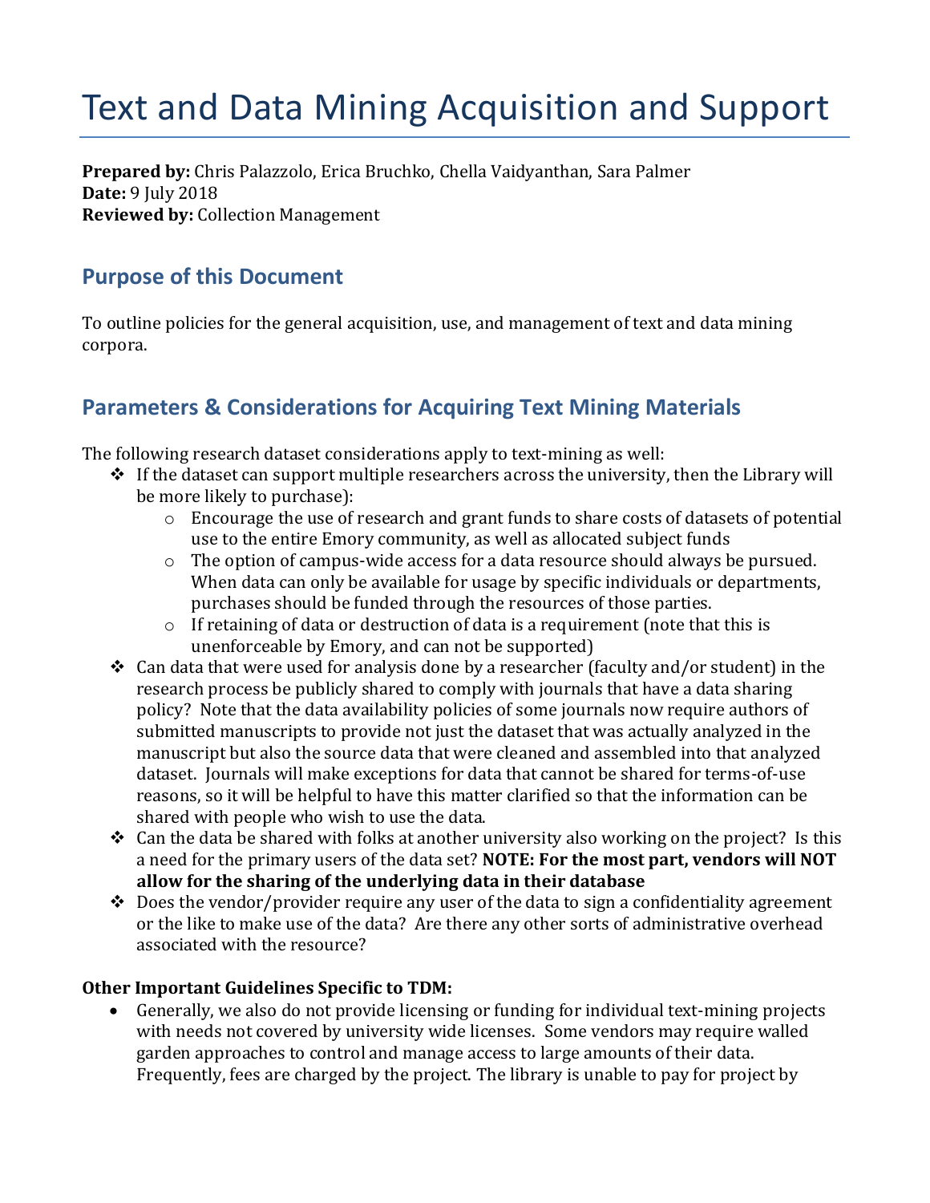# Text and Data Mining Acquisition and Support

**Prepared by:** Chris Palazzolo, Erica Bruchko, Chella Vaidyanthan, Sara Palmer
**Date:** 9 July 2018
**Reviewed by:** Collection Management

## Purpose of this Document

To outline policies for the general acquisition, use, and management of text and data mining corpora.

## Parameters & Considerations for Acquiring Text Mining Materials

The following research dataset considerations apply to text-mining as well:

- If the dataset can support multiple researchers across the university, then the Library will be more likely to purchase):
  - Encourage the use of research and grant funds to share costs of datasets of potential use to the entire Emory community, as well as allocated subject funds
  - The option of campus-wide access for a data resource should always be pursued. When data can only be available for usage by specific individuals or departments, purchases should be funded through the resources of those parties.
  - If retaining of data or destruction of data is a requirement (note that this is unenforceable by Emory, and can not be supported)
- Can data that were used for analysis done by a researcher (faculty and/or student) in the research process be publicly shared to comply with journals that have a data sharing policy? Note that the data availability policies of some journals now require authors of submitted manuscripts to provide not just the dataset that was actually analyzed in the manuscript but also the source data that were cleaned and assembled into that analyzed dataset. Journals will make exceptions for data that cannot be shared for terms-of-use reasons, so it will be helpful to have this matter clarified so that the information can be shared with people who wish to use the data.
- Can the data be shared with folks at another university also working on the project? Is this a need for the primary users of the data set? **NOTE: For the most part, vendors will NOT allow for the sharing of the underlying data in their database**
- Does the vendor/provider require any user of the data to sign a confidentiality agreement or the like to make use of the data? Are there any other sorts of administrative overhead associated with the resource?

**Other Important Guidelines Specific to TDM:**

- Generally, we also do not provide licensing or funding for individual text-mining projects with needs not covered by university wide licenses. Some vendors may require walled garden approaches to control and manage access to large amounts of their data. Frequently, fees are charged by the project. The library is unable to pay for project by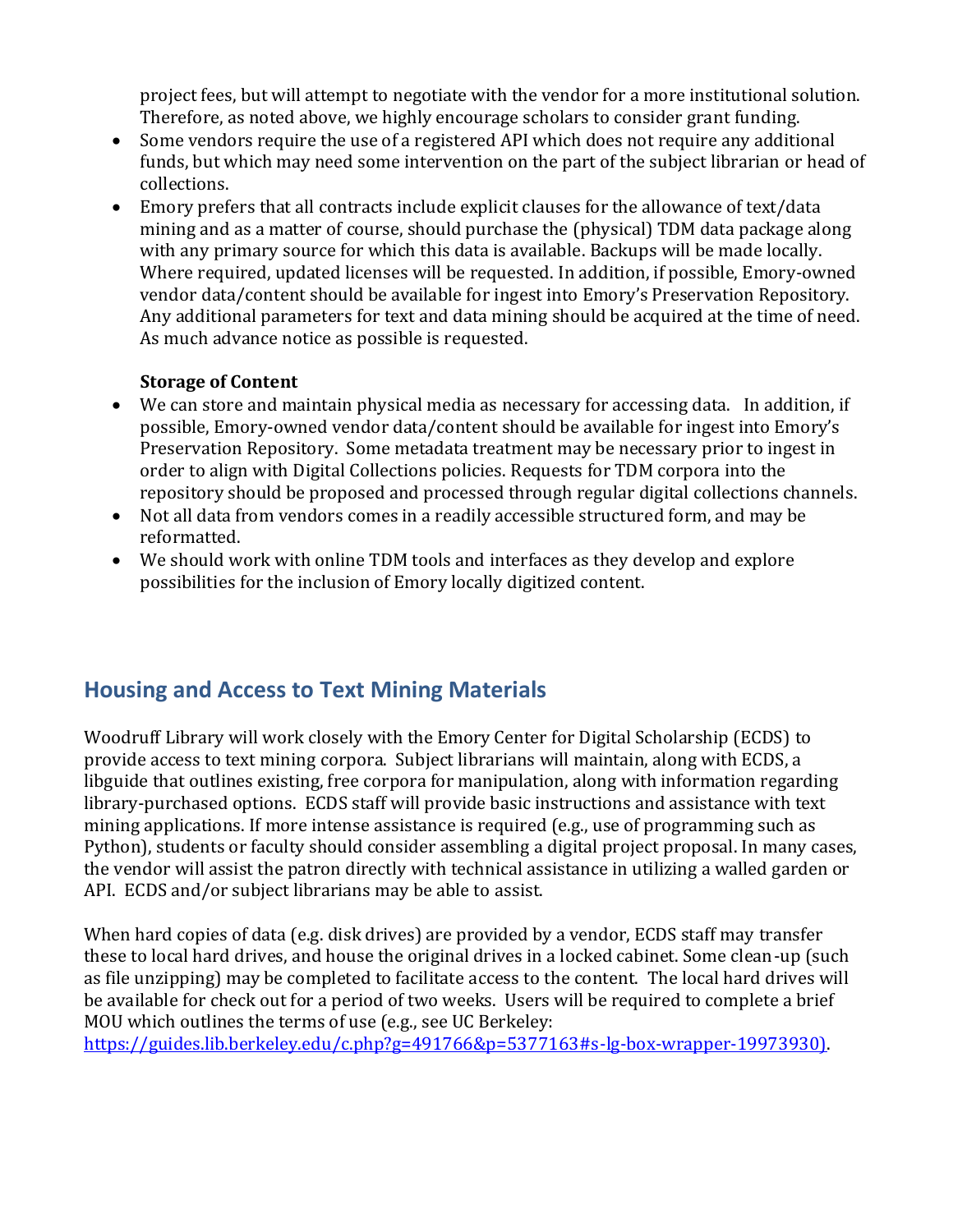project fees, but will attempt to negotiate with the vendor for a more institutional solution. Therefore, as noted above, we highly encourage scholars to consider grant funding.

- Some vendors require the use of a registered API which does not require any additional funds, but which may need some intervention on the part of the subject librarian or head of collections.
- Emory prefers that all contracts include explicit clauses for the allowance of text/data mining and as a matter of course, should purchase the (physical) TDM data package along with any primary source for which this data is available. Backups will be made locally. Where required, updated licenses will be requested. In addition, if possible, Emory-owned vendor data/content should be available for ingest into Emory's Preservation Repository. Any additional parameters for text and data mining should be acquired at the time of need. As much advance notice as possible is requested.

**Storage of Content**

- We can store and maintain physical media as necessary for accessing data. In addition, if possible, Emory-owned vendor data/content should be available for ingest into Emory's Preservation Repository. Some metadata treatment may be necessary prior to ingest in order to align with Digital Collections policies. Requests for TDM corpora into the repository should be proposed and processed through regular digital collections channels.
- Not all data from vendors comes in a readily accessible structured form, and may be reformatted.
- We should work with online TDM tools and interfaces as they develop and explore possibilities for the inclusion of Emory locally digitized content.

## Housing and Access to Text Mining Materials

Woodruff Library will work closely with the Emory Center for Digital Scholarship (ECDS) to provide access to text mining corpora. Subject librarians will maintain, along with ECDS, a libguide that outlines existing, free corpora for manipulation, along with information regarding library-purchased options. ECDS staff will provide basic instructions and assistance with text mining applications. If more intense assistance is required (e.g., use of programming such as Python), students or faculty should consider assembling a digital project proposal. In many cases, the vendor will assist the patron directly with technical assistance in utilizing a walled garden or API. ECDS and/or subject librarians may be able to assist.

When hard copies of data (e.g. disk drives) are provided by a vendor, ECDS staff may transfer these to local hard drives, and house the original drives in a locked cabinet. Some clean-up (such as file unzipping) may be completed to facilitate access to the content. The local hard drives will be available for check out for a period of two weeks. Users will be required to complete a brief MOU which outlines the terms of use (e.g., see UC Berkeley: https://guides.lib.berkeley.edu/c.php?g=491766&p=5377163#s-lg-box-wrapper-19973930).